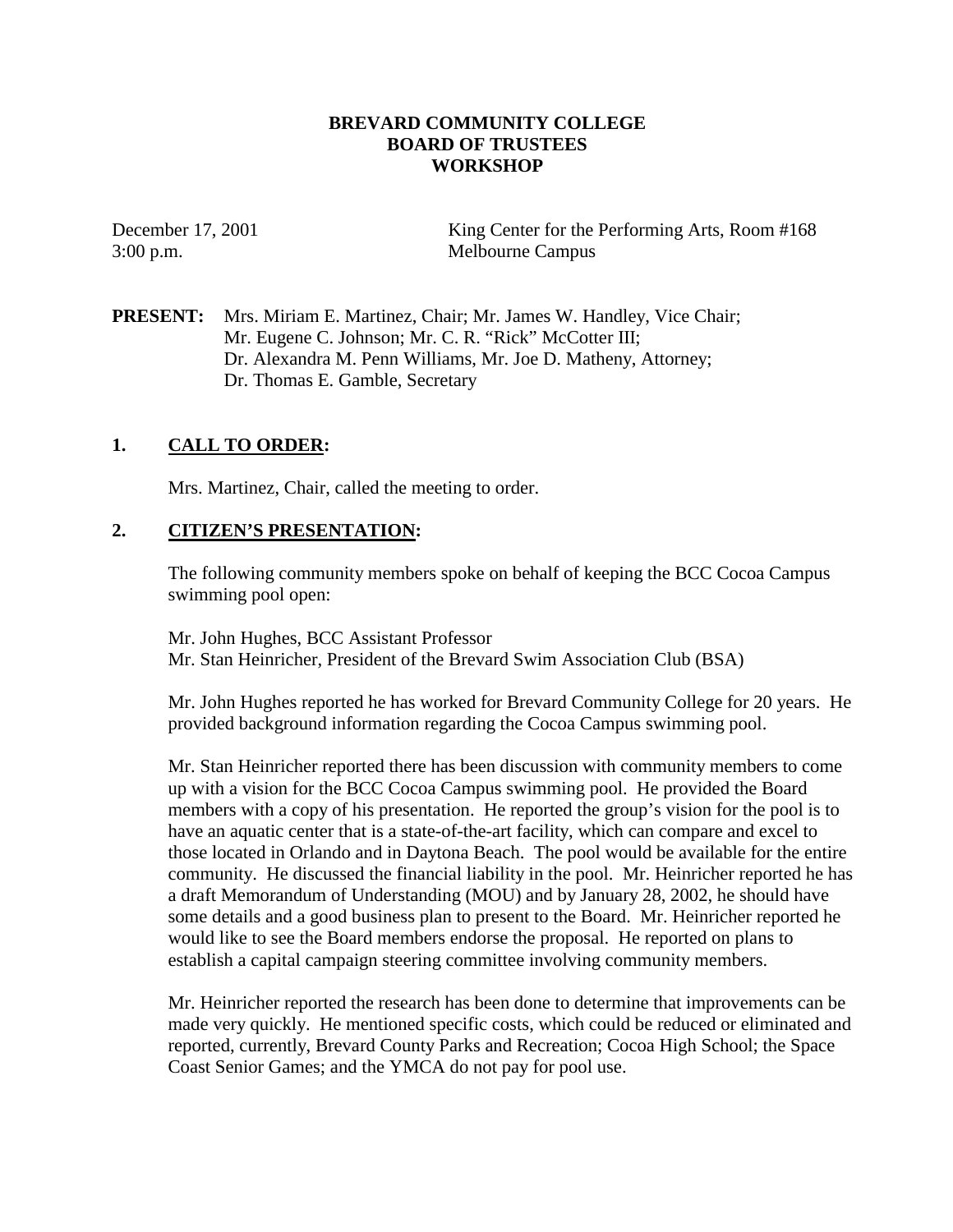**BREVARD COMMUNITY COLLEGE**
**BOARD OF TRUSTEES**
**WORKSHOP**

December 17, 2001
3:00 p.m.

King Center for the Performing Arts, Room #168
Melbourne Campus

**PRESENT:** Mrs. Miriam E. Martinez, Chair; Mr. James W. Handley, Vice Chair; Mr. Eugene C. Johnson; Mr. C. R. "Rick" McCotter III; Dr. Alexandra M. Penn Williams, Mr. Joe D. Matheny, Attorney; Dr. Thomas E. Gamble, Secretary

## 1. CALL TO ORDER:

Mrs. Martinez, Chair, called the meeting to order.

## 2. CITIZEN'S PRESENTATION:

The following community members spoke on behalf of keeping the BCC Cocoa Campus swimming pool open:

Mr. John Hughes, BCC Assistant Professor
Mr. Stan Heinricher, President of the Brevard Swim Association Club (BSA)

Mr. John Hughes reported he has worked for Brevard Community College for 20 years. He provided background information regarding the Cocoa Campus swimming pool.

Mr. Stan Heinricher reported there has been discussion with community members to come up with a vision for the BCC Cocoa Campus swimming pool. He provided the Board members with a copy of his presentation. He reported the group's vision for the pool is to have an aquatic center that is a state-of-the-art facility, which can compare and excel to those located in Orlando and in Daytona Beach. The pool would be available for the entire community. He discussed the financial liability in the pool. Mr. Heinricher reported he has a draft Memorandum of Understanding (MOU) and by January 28, 2002, he should have some details and a good business plan to present to the Board. Mr. Heinricher reported he would like to see the Board members endorse the proposal. He reported on plans to establish a capital campaign steering committee involving community members.

Mr. Heinricher reported the research has been done to determine that improvements can be made very quickly. He mentioned specific costs, which could be reduced or eliminated and reported, currently, Brevard County Parks and Recreation; Cocoa High School; the Space Coast Senior Games; and the YMCA do not pay for pool use.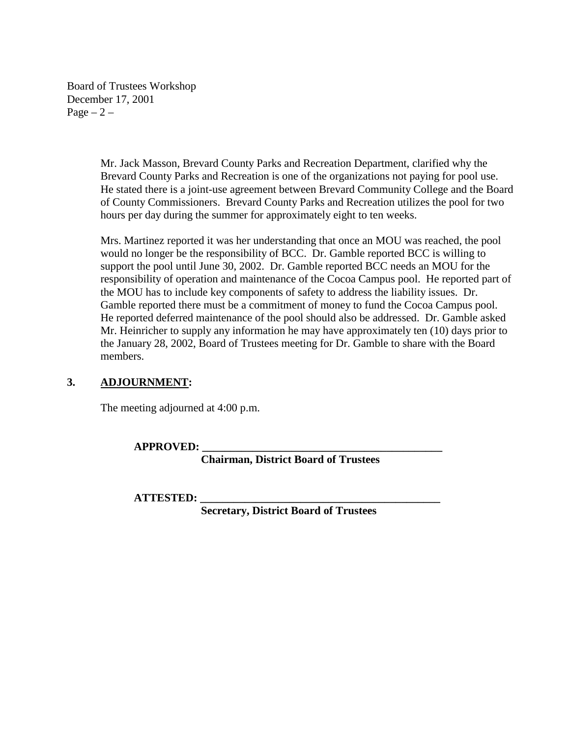Mr. Jack Masson, Brevard County Parks and Recreation Department, clarified why the Brevard County Parks and Recreation is one of the organizations not paying for pool use. He stated there is a joint-use agreement between Brevard Community College and the Board of County Commissioners. Brevard County Parks and Recreation utilizes the pool for two hours per day during the summer for approximately eight to ten weeks.

Mrs. Martinez reported it was her understanding that once an MOU was reached, the pool would no longer be the responsibility of BCC. Dr. Gamble reported BCC is willing to support the pool until June 30, 2002. Dr. Gamble reported BCC needs an MOU for the responsibility of operation and maintenance of the Cocoa Campus pool. He reported part of the MOU has to include key components of safety to address the liability issues. Dr. Gamble reported there must be a commitment of money to fund the Cocoa Campus pool. He reported deferred maintenance of the pool should also be addressed. Dr. Gamble asked Mr. Heinricher to supply any information he may have approximately ten (10) days prior to the January 28, 2002, Board of Trustees meeting for Dr. Gamble to share with the Board members.

## 3. ADJOURNMENT:

The meeting adjourned at 4:00 p.m.

**APPROVED: ____________________________________________**
**Chairman, District Board of Trustees**

**ATTESTED: ____________________________________________**
**Secretary, District Board of Trustees**